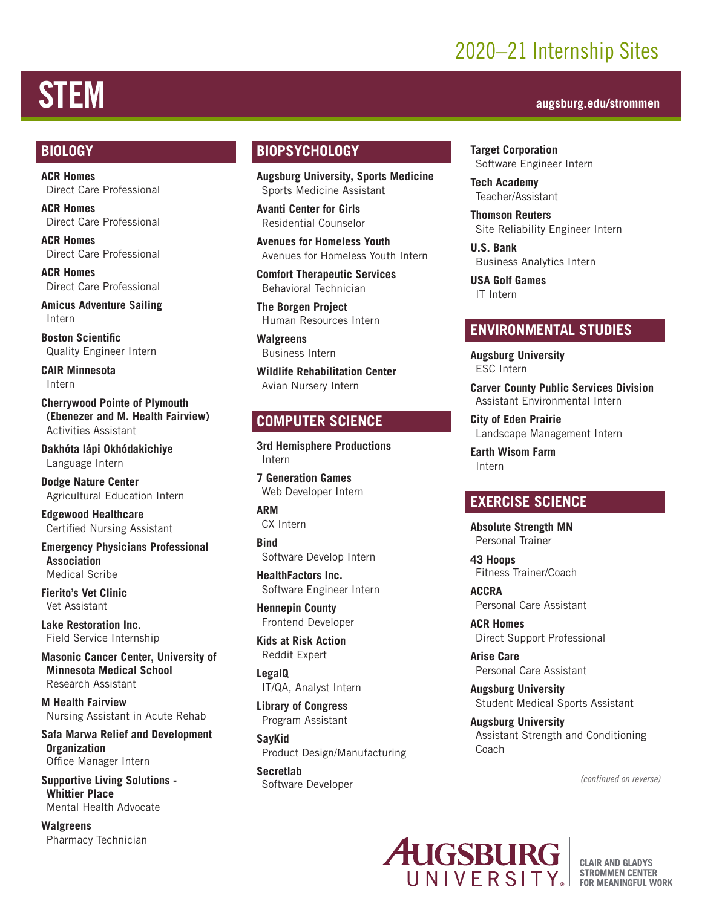# 2020–21 Internship Sites

# STEM

augsburg.edu/strommen

## BIOLOGY

**ACR Homes**
Direct Care Professional

**ACR Homes**
Direct Care Professional

**ACR Homes**
Direct Care Professional

**ACR Homes**
Direct Care Professional

**Amicus Adventure Sailing**
Intern

**Boston Scientific**
Quality Engineer Intern

**CAIR Minnesota**
Intern

**Cherrywood Pointe of Plymouth (Ebenezer and M. Health Fairview)**
Activities Assistant

**Dakhóta Iápi Okhódakichiye**
Language Intern

**Dodge Nature Center**
Agricultural Education Intern

**Edgewood Healthcare**
Certified Nursing Assistant

**Emergency Physicians Professional Association**
Medical Scribe

**Fierito's Vet Clinic**
Vet Assistant

**Lake Restoration Inc.**
Field Service Internship

**Masonic Cancer Center, University of Minnesota Medical School**
Research Assistant

**M Health Fairview**
Nursing Assistant in Acute Rehab

**Safa Marwa Relief and Development Organization**
Office Manager Intern

**Supportive Living Solutions - Whittier Place**
Mental Health Advocate

**Walgreens**
Pharmacy Technician

## BIOPSYCHOLOGY

**Augsburg University, Sports Medicine**
Sports Medicine Assistant

**Avanti Center for Girls**
Residential Counselor

**Avenues for Homeless Youth**
Avenues for Homeless Youth Intern

**Comfort Therapeutic Services**
Behavioral Technician

**The Borgen Project**
Human Resources Intern

**Walgreens**
Business Intern

**Wildlife Rehabilitation Center**
Avian Nursery Intern

## COMPUTER SCIENCE

**3rd Hemisphere Productions**
Intern

**7 Generation Games**
Web Developer Intern

**ARM**
CX Intern

**Bind**
Software Develop Intern

**HealthFactors Inc.**
Software Engineer Intern

**Hennepin County**
Frontend Developer

**Kids at Risk Action**
Reddit Expert

**LegalQ**
IT/QA, Analyst Intern

**Library of Congress**
Program Assistant

**SayKid**
Product Design/Manufacturing

**Secretlab**
Software Developer

**Target Corporation**
Software Engineer Intern

**Tech Academy**
Teacher/Assistant

**Thomson Reuters**
Site Reliability Engineer Intern

**U.S. Bank**
Business Analytics Intern

**USA Golf Games**
IT Intern

## ENVIRONMENTAL STUDIES

**Augsburg University**
ESC Intern

**Carver County Public Services Division**
Assistant Environmental Intern

**City of Eden Prairie**
Landscape Management Intern

**Earth Wisom Farm**
Intern

## EXERCISE SCIENCE

**Absolute Strength MN**
Personal Trainer

**43 Hoops**
Fitness Trainer/Coach

**ACCRA**
Personal Care Assistant

**ACR Homes**
Direct Support Professional

**Arise Care**
Personal Care Assistant

**Augsburg University**
Student Medical Sports Assistant

**Augsburg University**
Assistant Strength and Conditioning Coach

*(continued on reverse)*

Augsburg University — Clair and Gladys Strommen Center for Meaningful Work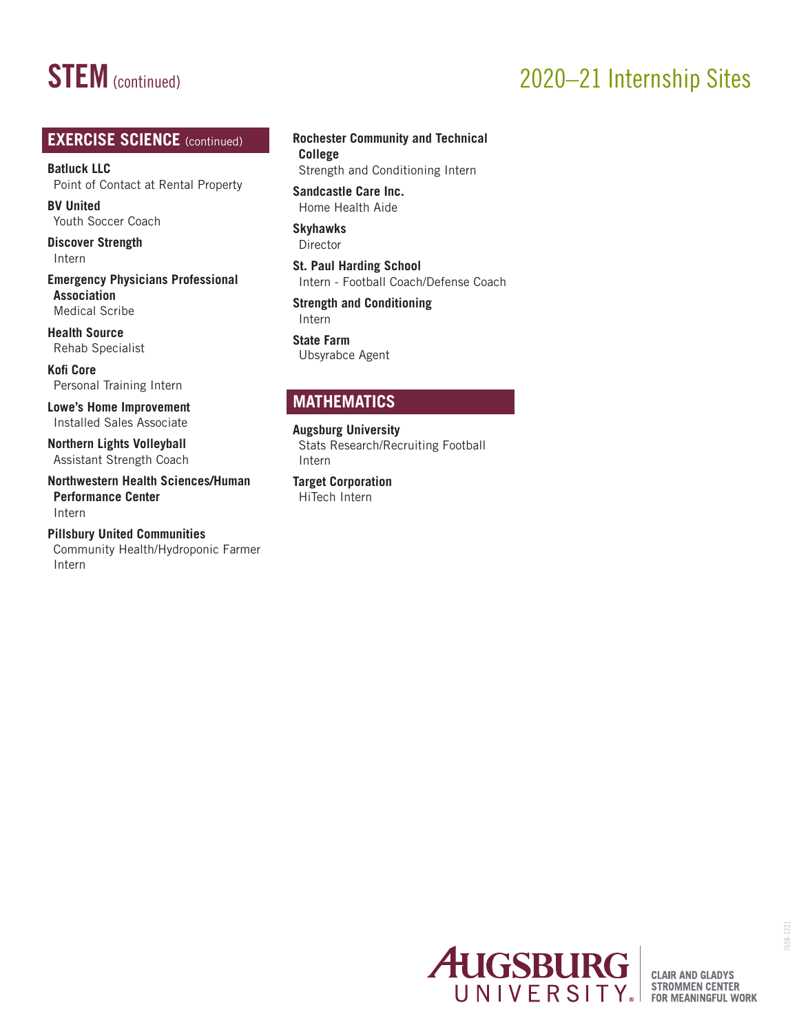# STEM (continued)

## 2020–21 Internship Sites

### EXERCISE SCIENCE (continued)

**Batluck LLC**
Point of Contact at Rental Property

**BV United**
Youth Soccer Coach

**Discover Strength**
Intern

**Emergency Physicians Professional Association**
Medical Scribe

**Health Source**
Rehab Specialist

**Kofi Core**
Personal Training Intern

**Lowe's Home Improvement**
Installed Sales Associate

**Northern Lights Volleyball**
Assistant Strength Coach

**Northwestern Health Sciences/Human Performance Center**
Intern

**Pillsbury United Communities**
Community Health/Hydroponic Farmer Intern

**Rochester Community and Technical College**
Strength and Conditioning Intern

**Sandcastle Care Inc.**
Home Health Aide

**Skyhawks**
Director

**St. Paul Harding School**
Intern - Football Coach/Defense Coach

**Strength and Conditioning**
Intern

**State Farm**
Ubsyrabce Agent

### MATHEMATICS

**Augsburg University**
Stats Research/Recruiting Football Intern

**Target Corporation**
HiTech Intern

AUGSBURG UNIVERSITY | CLAIR AND GLADYS STROMMEN CENTER FOR MEANINGFUL WORK